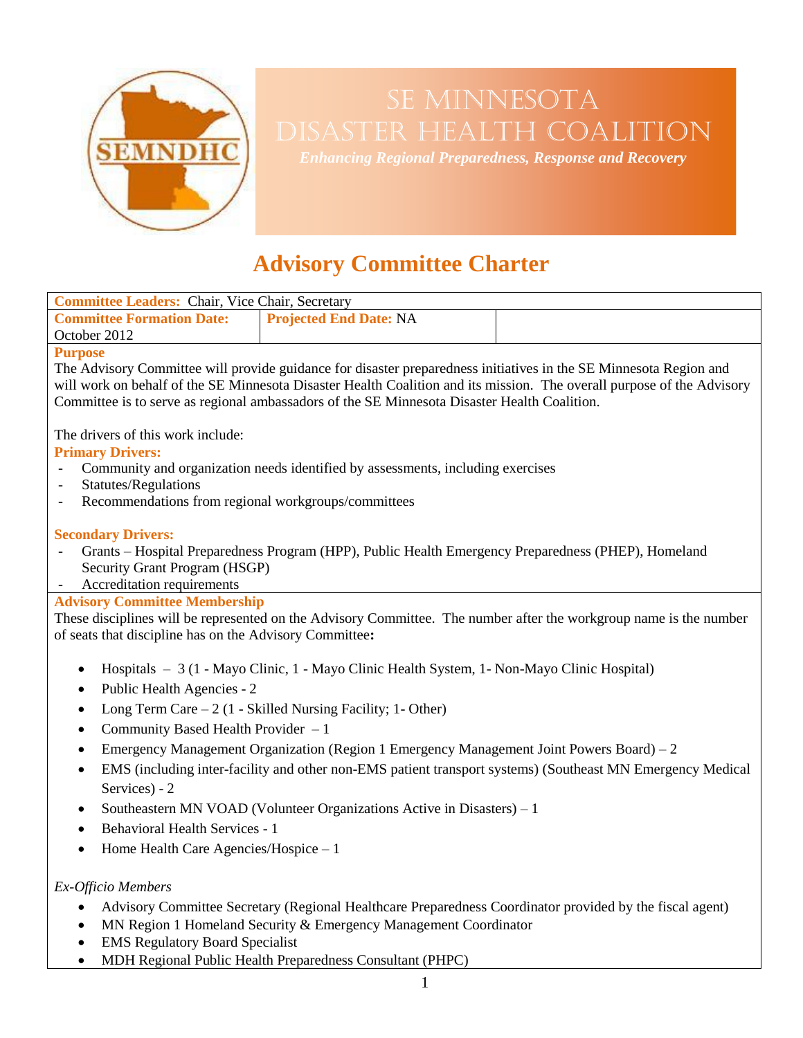# SE Minnesota Disaster Health Coalition

*Enhancing Regional Preparedness, Response and Recovery*

## Advisory Committee Charter

| **Committee Leaders:** Chair, Vice Chair, Secretary | | |
|---|---|---|
| **Committee Formation Date:** October 2012 | **Projected End Date:** NA | |

**Purpose**

The Advisory Committee will provide guidance for disaster preparedness initiatives in the SE Minnesota Region and will work on behalf of the SE Minnesota Disaster Health Coalition and its mission. The overall purpose of the Advisory Committee is to serve as regional ambassadors of the SE Minnesota Disaster Health Coalition.

The drivers of this work include:

**Primary Drivers:**

- Community and organization needs identified by assessments, including exercises
- Statutes/Regulations
- Recommendations from regional workgroups/committees

**Secondary Drivers:**

- Grants – Hospital Preparedness Program (HPP), Public Health Emergency Preparedness (PHEP), Homeland Security Grant Program (HSGP)
- Accreditation requirements

**Advisory Committee Membership**

These disciplines will be represented on the Advisory Committee. The number after the workgroup name is the number of seats that discipline has on the Advisory Committee**:**

- Hospitals – 3 (1 - Mayo Clinic, 1 - Mayo Clinic Health System, 1- Non-Mayo Clinic Hospital)
- Public Health Agencies - 2
- Long Term Care – 2 (1 - Skilled Nursing Facility; 1- Other)
- Community Based Health Provider – 1
- Emergency Management Organization (Region 1 Emergency Management Joint Powers Board) – 2
- EMS (including inter-facility and other non-EMS patient transport systems) (Southeast MN Emergency Medical Services) - 2
- Southeastern MN VOAD (Volunteer Organizations Active in Disasters) – 1
- Behavioral Health Services - 1
- Home Health Care Agencies/Hospice – 1

*Ex-Officio Members*

- Advisory Committee Secretary (Regional Healthcare Preparedness Coordinator provided by the fiscal agent)
- MN Region 1 Homeland Security & Emergency Management Coordinator
- EMS Regulatory Board Specialist
- MDH Regional Public Health Preparedness Consultant (PHPC)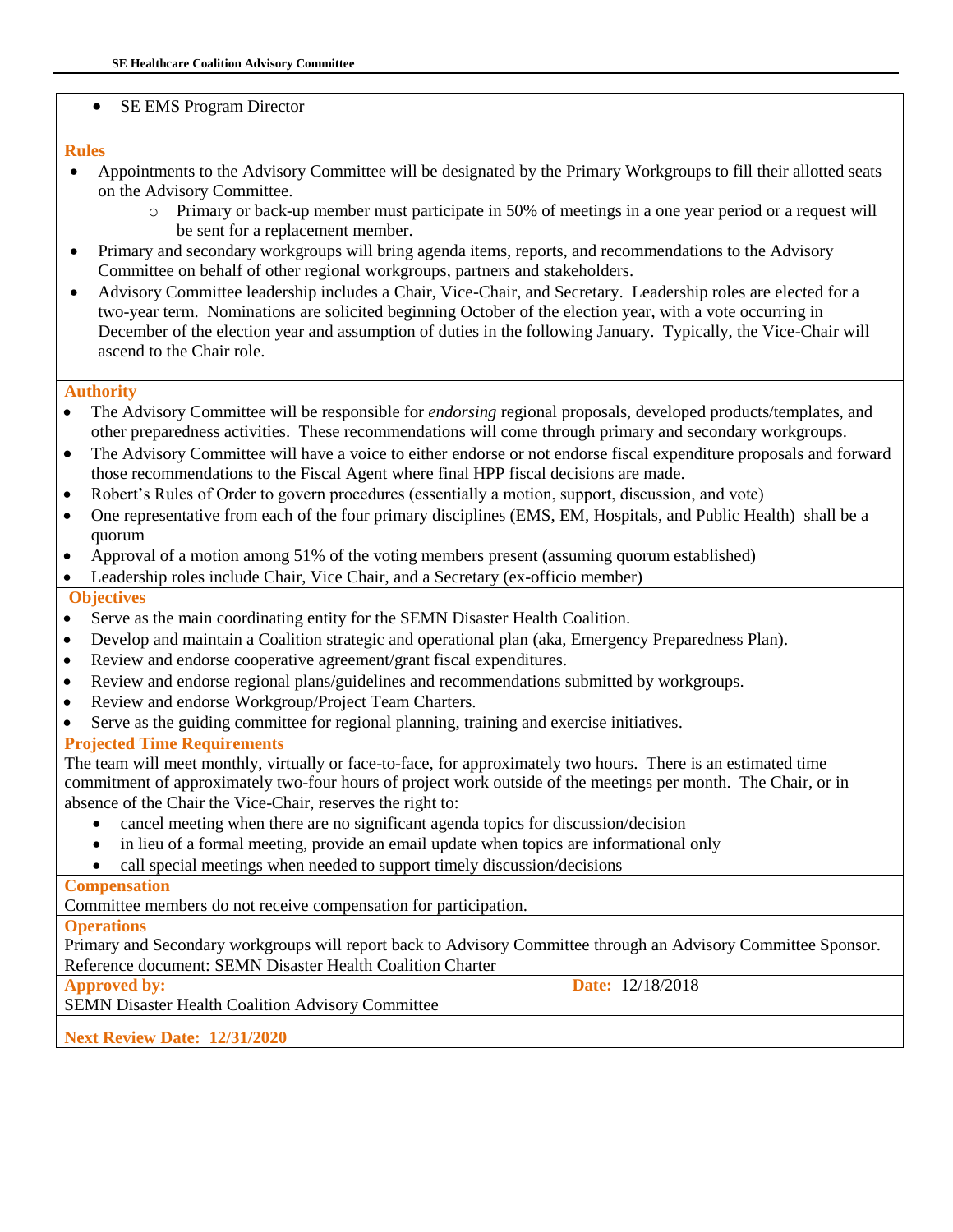- SE EMS Program Director

**Rules**

- Appointments to the Advisory Committee will be designated by the Primary Workgroups to fill their allotted seats on the Advisory Committee.
  - Primary or back-up member must participate in 50% of meetings in a one year period or a request will be sent for a replacement member.
- Primary and secondary workgroups will bring agenda items, reports, and recommendations to the Advisory Committee on behalf of other regional workgroups, partners and stakeholders.
- Advisory Committee leadership includes a Chair, Vice-Chair, and Secretary. Leadership roles are elected for a two-year term. Nominations are solicited beginning October of the election year, with a vote occurring in December of the election year and assumption of duties in the following January. Typically, the Vice-Chair will ascend to the Chair role.

**Authority**

- The Advisory Committee will be responsible for *endorsing* regional proposals, developed products/templates, and other preparedness activities. These recommendations will come through primary and secondary workgroups.
- The Advisory Committee will have a voice to either endorse or not endorse fiscal expenditure proposals and forward those recommendations to the Fiscal Agent where final HPP fiscal decisions are made.
- Robert's Rules of Order to govern procedures (essentially a motion, support, discussion, and vote)
- One representative from each of the four primary disciplines (EMS, EM, Hospitals, and Public Health) shall be a quorum
- Approval of a motion among 51% of the voting members present (assuming quorum established)
- Leadership roles include Chair, Vice Chair, and a Secretary (ex-officio member)

**Objectives**

- Serve as the main coordinating entity for the SEMN Disaster Health Coalition.
- Develop and maintain a Coalition strategic and operational plan (aka, Emergency Preparedness Plan).
- Review and endorse cooperative agreement/grant fiscal expenditures.
- Review and endorse regional plans/guidelines and recommendations submitted by workgroups.
- Review and endorse Workgroup/Project Team Charters.
- Serve as the guiding committee for regional planning, training and exercise initiatives.

**Projected Time Requirements**

The team will meet monthly, virtually or face-to-face, for approximately two hours. There is an estimated time commitment of approximately two-four hours of project work outside of the meetings per month. The Chair, or in absence of the Chair the Vice-Chair, reserves the right to:

- cancel meeting when there are no significant agenda topics for discussion/decision
- in lieu of a formal meeting, provide an email update when topics are informational only
- call special meetings when needed to support timely discussion/decisions

**Compensation**

Committee members do not receive compensation for participation.

**Operations**

Primary and Secondary workgroups will report back to Advisory Committee through an Advisory Committee Sponsor.
Reference document: SEMN Disaster Health Coalition Charter

**Approved by:** **Date:** 12/18/2018

SEMN Disaster Health Coalition Advisory Committee

**Next Review Date: 12/31/2020**